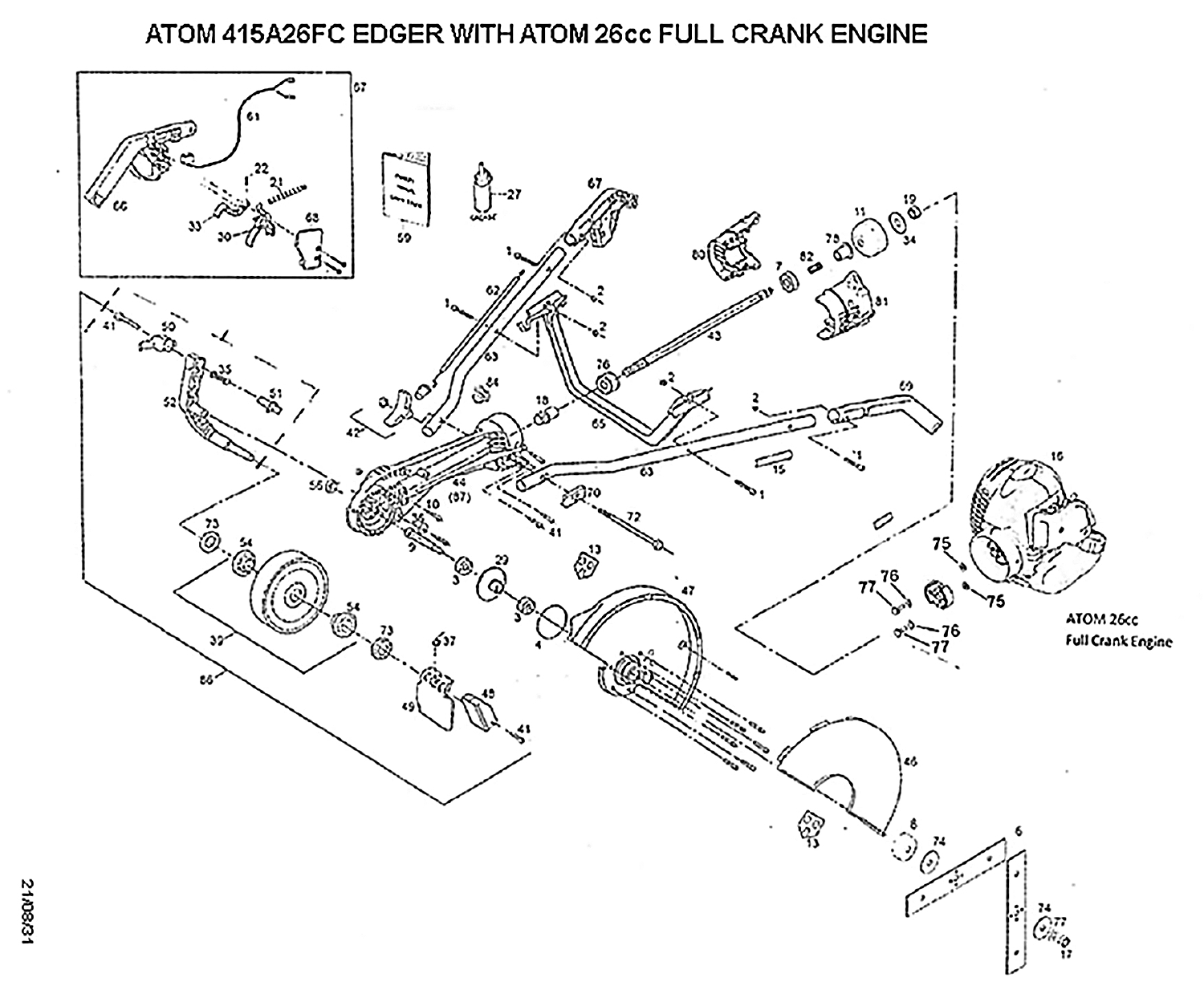# ATOM 415A26FC EDGER WITH ATOM 26cc FULL CRANK ENGINE

ATOM 26cc
Full Crank Engine

21/08/31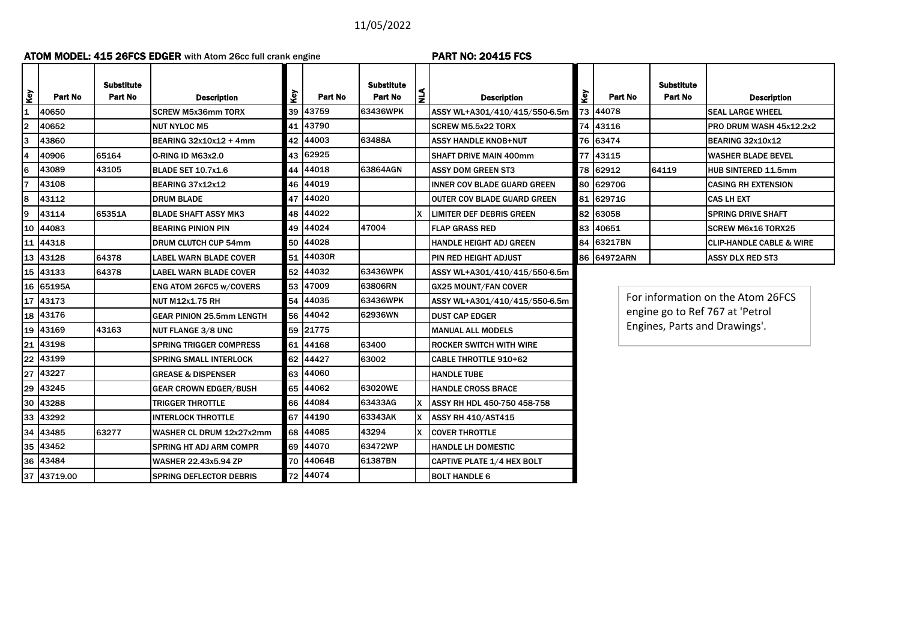11/05/2022

**ATOM MODEL: 415 26FCS EDGER** with Atom 26cc full crank engine **PART NO: 20415 FCS**

| Key | Part No | Substitute Part No | Description | Key | Part No | Substitute Part No | NLA | Description | Key | Part No | Substitute Part No | Description |
|---|---|---|---|---|---|---|---|---|---|---|---|---|
| 1 | 40650 | | SCREW M5x36mm TORX | 39 | 43759 | 63436WPK | | ASSY WL+A301/410/415/550-6.5m | 73 | 44078 | | SEAL LARGE WHEEL |
| 2 | 40652 | | NUT NYLOC M5 | 41 | 43790 | | | SCREW M5.5x22 TORX | 74 | 43116 | | PRO DRUM WASH 45x12.2x2 |
| 3 | 43860 | | BEARING 32x10x12 + 4mm | 42 | 44003 | 63488A | | ASSY HANDLE KNOB+NUT | 76 | 63474 | | BEARING 32x10x12 |
| 4 | 40906 | 65164 | O-RING ID M63x2.0 | 43 | 62925 | | | SHAFT DRIVE MAIN 400mm | 77 | 43115 | | WASHER BLADE BEVEL |
| 6 | 43089 | 43105 | BLADE SET 10.7x1.6 | 44 | 44018 | 63864AGN | | ASSY DOM GREEN ST3 | 78 | 62912 | 64119 | HUB SINTERED 11.5mm |
| 7 | 43108 | | BEARING 37x12x12 | 46 | 44019 | | | INNER COV BLADE GUARD GREEN | 80 | 62970G | | CASING RH EXTENSION |
| 8 | 43112 | | DRUM BLADE | 47 | 44020 | | | OUTER COV BLADE GUARD GREEN | 81 | 62971G | | CAS LH EXT |
| 9 | 43114 | 65351A | BLADE SHAFT ASSY MK3 | 48 | 44022 | | X | LIMITER DEF DEBRIS GREEN | 82 | 63058 | | SPRING DRIVE SHAFT |
| 10 | 44083 | | BEARING PINION PIN | 49 | 44024 | 47004 | | FLAP GRASS RED | 83 | 40651 | | SCREW M6x16 TORX25 |
| 11 | 44318 | | DRUM CLUTCH CUP 54mm | 50 | 44028 | | | HANDLE HEIGHT ADJ GREEN | 84 | 63217BN | | CLIP-HANDLE CABLE & WIRE |
| 13 | 43128 | 64378 | LABEL WARN BLADE COVER | 51 | 44030R | | | PIN RED HEIGHT ADJUST | 86 | 64972ARN | | ASSY DLX RED ST3 |
| 15 | 43133 | 64378 | LABEL WARN BLADE COVER | 52 | 44032 | 63436WPK | | ASSY WL+A301/410/415/550-6.5m | | | | |
| 16 | 65195A | | ENG ATOM 26FC5 w/COVERS | 53 | 47009 | 63806RN | | GX25 MOUNT/FAN COVER | | | | |
| 17 | 43173 | | NUT M12x1.75 RH | 54 | 44035 | 63436WPK | | ASSY WL+A301/410/415/550-6.5m | | | | |
| 18 | 43176 | | GEAR PINION 25.5mm LENGTH | 56 | 44042 | 62936WN | | DUST CAP EDGER | | | | |
| 19 | 43169 | 43163 | NUT FLANGE 3/8 UNC | 59 | 21775 | | | MANUAL ALL MODELS | | | | |
| 21 | 43198 | | SPRING TRIGGER COMPRESS | 61 | 44168 | 63400 | | ROCKER SWITCH WITH WIRE | | | | |
| 22 | 43199 | | SPRING SMALL INTERLOCK | 62 | 44427 | 63002 | | CABLE THROTTLE 910+62 | | | | |
| 27 | 43227 | | GREASE & DISPENSER | 63 | 44060 | | | HANDLE TUBE | | | | |
| 29 | 43245 | | GEAR CROWN EDGER/BUSH | 65 | 44062 | 63020WE | | HANDLE CROSS BRACE | | | | |
| 30 | 43288 | | TRIGGER THROTTLE | 66 | 44084 | 63433AG | X | ASSY RH HDL 450-750 458-758 | | | | |
| 33 | 43292 | | INTERLOCK THROTTLE | 67 | 44190 | 63343AK | X | ASSY RH 410/AST415 | | | | |
| 34 | 43485 | 63277 | WASHER CL DRUM 12x27x2mm | 68 | 44085 | 43294 | X | COVER THROTTLE | | | | |
| 35 | 43452 | | SPRING HT ADJ ARM COMPR | 69 | 44070 | 63472WP | | HANDLE LH DOMESTIC | | | | |
| 36 | 43484 | | WASHER 22.43x5.94 ZP | 70 | 44064B | 61387BN | | CAPTIVE PLATE 1/4 HEX BOLT | | | | |
| 37 | 43719.00 | | SPRING DEFLECTOR DEBRIS | 72 | 44074 | | | BOLT HANDLE 6 | | | | |

For information on the Atom 26FCS engine go to Ref 767 at 'Petrol Engines, Parts and Drawings'.